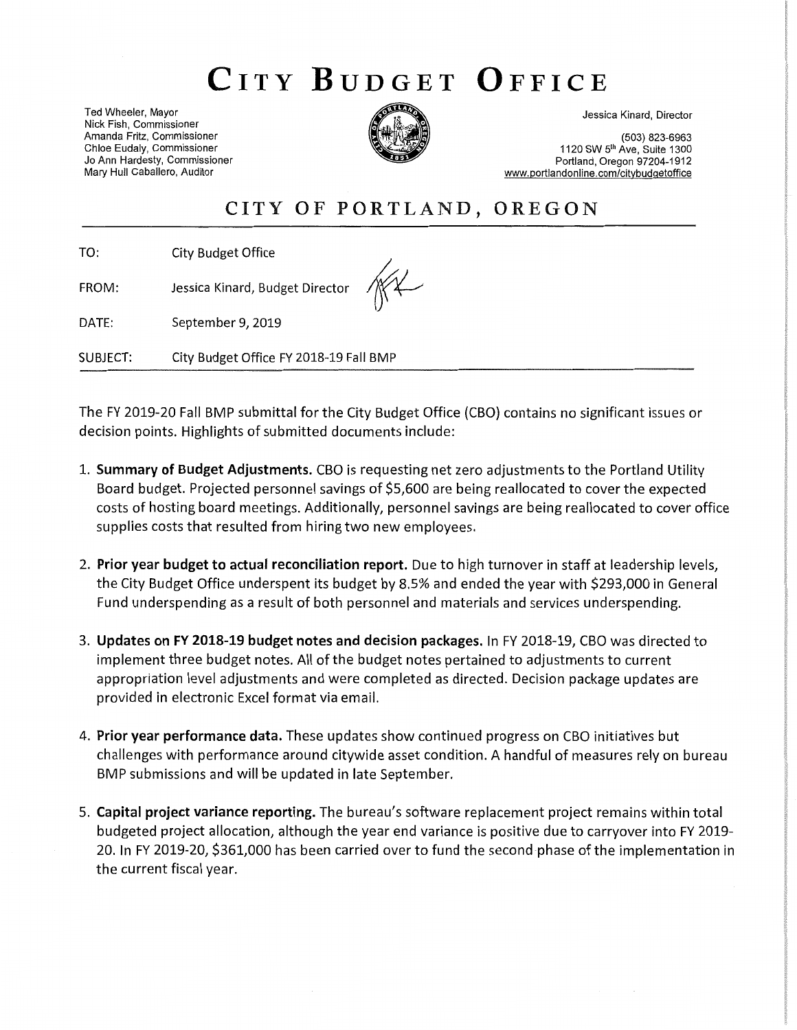# City Budget Office

Ted Wheeler, Mayor
Nick Fish, Commissioner
Amanda Fritz, Commissioner
Chloe Eudaly, Commissioner
Jo Ann Hardesty, Commissioner
Mary Hull Caballero, Auditor

Jessica Kinard, Director

(503) 823-6963
1120 SW 5th Ave, Suite 1300
Portland, Oregon 97204-1912
www.portlandonline.com/citybudgetoffice

## CITY OF PORTLAND, OREGON

TO: City Budget Office

FROM: Jessica Kinard, Budget Director

DATE: September 9, 2019

SUBJECT: City Budget Office FY 2018-19 Fall BMP

The FY 2019-20 Fall BMP submittal for the City Budget Office (CBO) contains no significant issues or decision points. Highlights of submitted documents include:

1. **Summary of Budget Adjustments.** CBO is requesting net zero adjustments to the Portland Utility Board budget. Projected personnel savings of $5,600 are being reallocated to cover the expected costs of hosting board meetings. Additionally, personnel savings are being reallocated to cover office supplies costs that resulted from hiring two new employees.

2. **Prior year budget to actual reconciliation report.** Due to high turnover in staff at leadership levels, the City Budget Office underspent its budget by 8.5% and ended the year with $293,000 in General Fund underspending as a result of both personnel and materials and services underspending.

3. **Updates on FY 2018-19 budget notes and decision packages.** In FY 2018-19, CBO was directed to implement three budget notes. All of the budget notes pertained to adjustments to current appropriation level adjustments and were completed as directed. Decision package updates are provided in electronic Excel format via email.

4. **Prior year performance data.** These updates show continued progress on CBO initiatives but challenges with performance around citywide asset condition. A handful of measures rely on bureau BMP submissions and will be updated in late September.

5. **Capital project variance reporting.** The bureau's software replacement project remains within total budgeted project allocation, although the year end variance is positive due to carryover into FY 2019-20. In FY 2019-20, $361,000 has been carried over to fund the second phase of the implementation in the current fiscal year.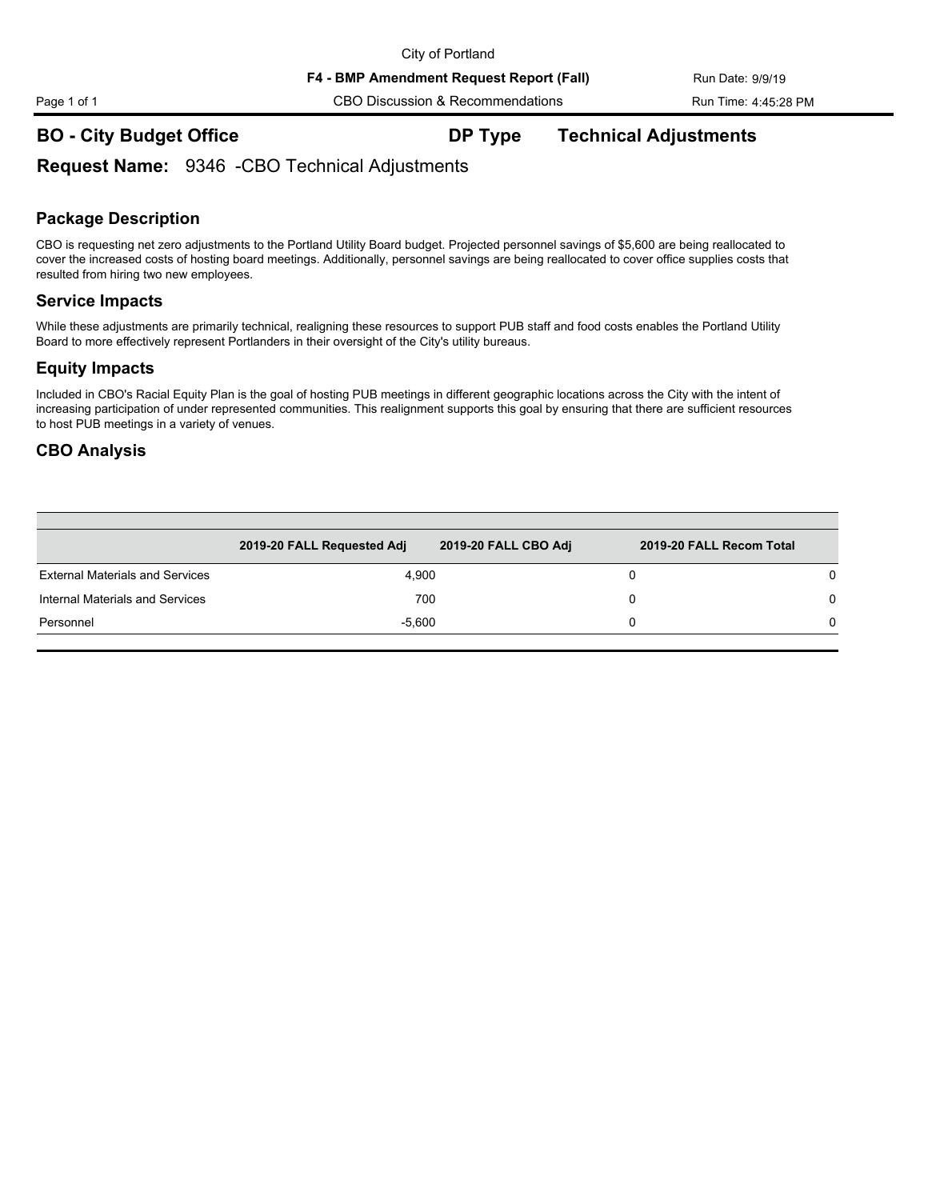City of Portland

**F4 - BMP Amendment Request Report (Fall)**

CBO Discussion & Recommendations

Run Date: 9/9/19

Run Time: 4:45:28 PM

## BO - City Budget Office &nbsp;&nbsp;&nbsp;&nbsp; DP Type &nbsp;&nbsp;&nbsp;&nbsp; Technical Adjustments

**Request Name:** 9346 -CBO Technical Adjustments

### Package Description

CBO is requesting net zero adjustments to the Portland Utility Board budget. Projected personnel savings of $5,600 are being reallocated to cover the increased costs of hosting board meetings. Additionally, personnel savings are being reallocated to cover office supplies costs that resulted from hiring two new employees.

### Service Impacts

While these adjustments are primarily technical, realigning these resources to support PUB staff and food costs enables the Portland Utility Board to more effectively represent Portlanders in their oversight of the City's utility bureaus.

### Equity Impacts

Included in CBO's Racial Equity Plan is the goal of hosting PUB meetings in different geographic locations across the City with the intent of increasing participation of under represented communities. This realignment supports this goal by ensuring that there are sufficient resources to host PUB meetings in a variety of venues.

### CBO Analysis

| | 2019-20 FALL Requested Adj | 2019-20 FALL CBO Adj | 2019-20 FALL Recom Total |
|---|---|---|---|
| External Materials and Services | 4,900 | 0 | 0 |
| Internal Materials and Services | 700 | 0 | 0 |
| Personnel | -5,600 | 0 | 0 |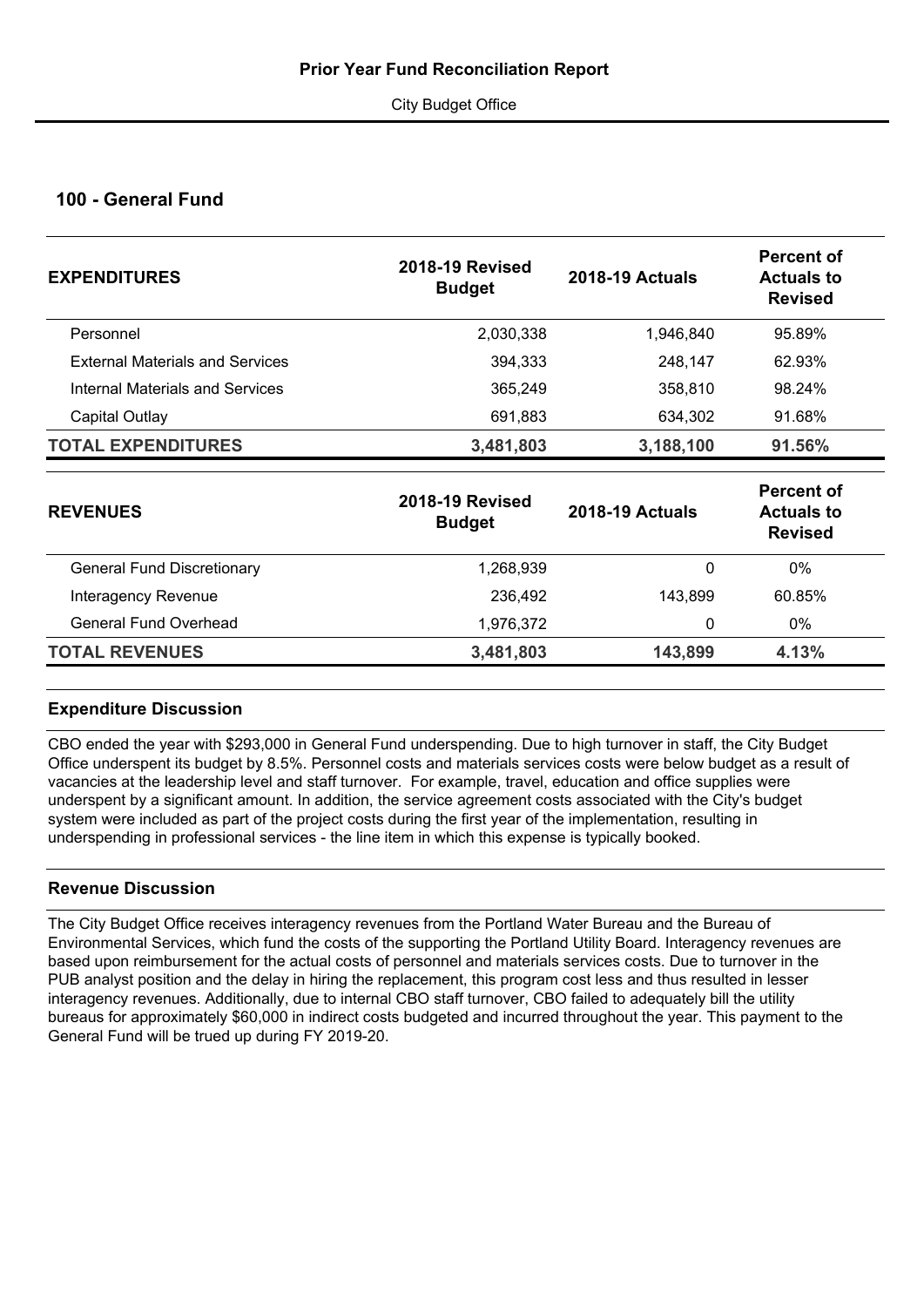# Prior Year Fund Reconciliation Report

City Budget Office

## 100 - General Fund

| EXPENDITURES | 2018-19 Revised Budget | 2018-19 Actuals | Percent of Actuals to Revised |
|---|---|---|---|
| Personnel | 2,030,338 | 1,946,840 | 95.89% |
| External Materials and Services | 394,333 | 248,147 | 62.93% |
| Internal Materials and Services | 365,249 | 358,810 | 98.24% |
| Capital Outlay | 691,883 | 634,302 | 91.68% |
| **TOTAL EXPENDITURES** | **3,481,803** | **3,188,100** | **91.56%** |

| REVENUES | 2018-19 Revised Budget | 2018-19 Actuals | Percent of Actuals to Revised |
|---|---|---|---|
| General Fund Discretionary | 1,268,939 | 0 | 0% |
| Interagency Revenue | 236,492 | 143,899 | 60.85% |
| General Fund Overhead | 1,976,372 | 0 | 0% |
| **TOTAL REVENUES** | **3,481,803** | **143,899** | **4.13%** |

### Expenditure Discussion

CBO ended the year with $293,000 in General Fund underspending. Due to high turnover in staff, the City Budget Office underspent its budget by 8.5%. Personnel costs and materials services costs were below budget as a result of vacancies at the leadership level and staff turnover. For example, travel, education and office supplies were underspent by a significant amount. In addition, the service agreement costs associated with the City's budget system were included as part of the project costs during the first year of the implementation, resulting in underspending in professional services - the line item in which this expense is typically booked.

### Revenue Discussion

The City Budget Office receives interagency revenues from the Portland Water Bureau and the Bureau of Environmental Services, which fund the costs of the supporting the Portland Utility Board. Interagency revenues are based upon reimbursement for the actual costs of personnel and materials services costs. Due to turnover in the PUB analyst position and the delay in hiring the replacement, this program cost less and thus resulted in lesser interagency revenues. Additionally, due to internal CBO staff turnover, CBO failed to adequately bill the utility bureaus for approximately $60,000 in indirect costs budgeted and incurred throughout the year. This payment to the General Fund will be trued up during FY 2019-20.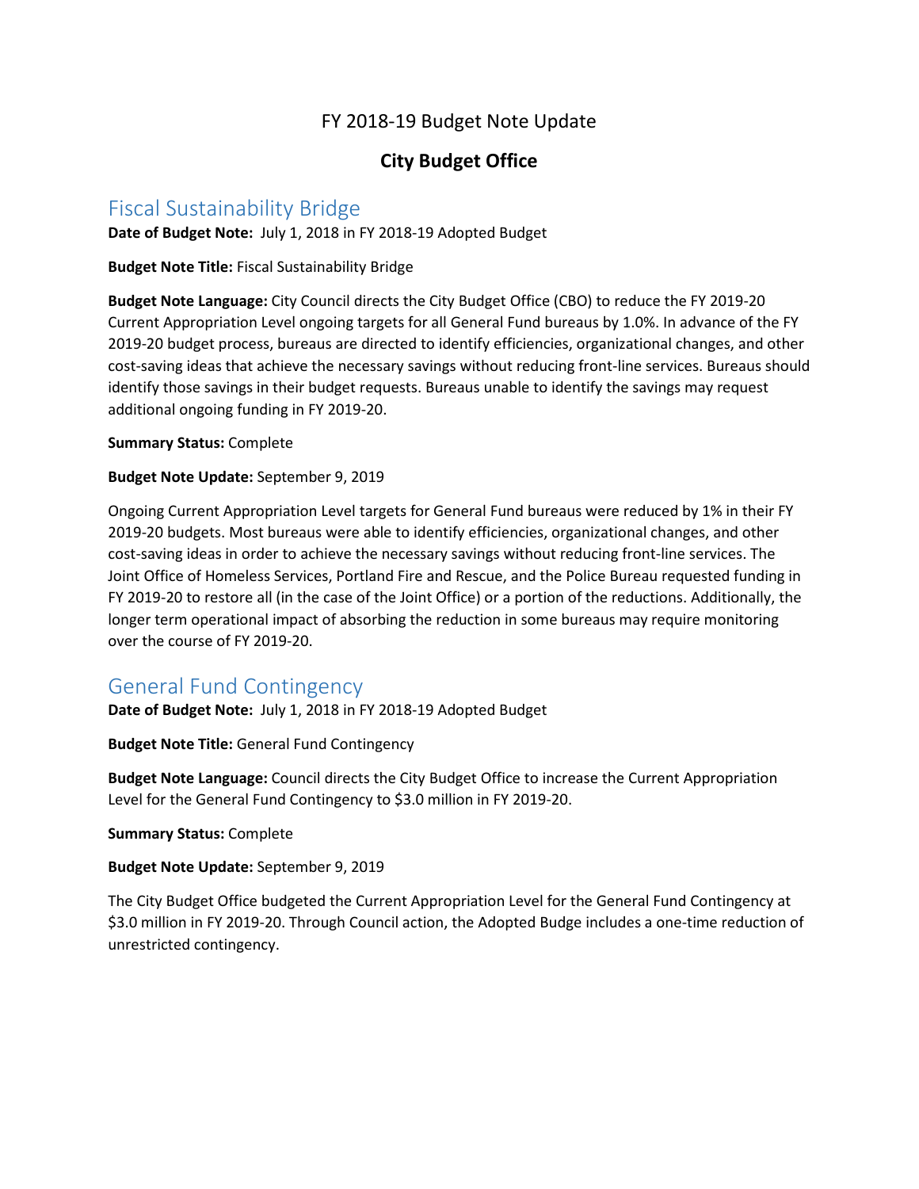FY 2018-19 Budget Note Update

**City Budget Office**

## Fiscal Sustainability Bridge

**Date of Budget Note:** July 1, 2018 in FY 2018-19 Adopted Budget

**Budget Note Title:** Fiscal Sustainability Bridge

**Budget Note Language:** City Council directs the City Budget Office (CBO) to reduce the FY 2019-20 Current Appropriation Level ongoing targets for all General Fund bureaus by 1.0%. In advance of the FY 2019-20 budget process, bureaus are directed to identify efficiencies, organizational changes, and other cost-saving ideas that achieve the necessary savings without reducing front-line services. Bureaus should identify those savings in their budget requests. Bureaus unable to identify the savings may request additional ongoing funding in FY 2019-20.

**Summary Status:** Complete

**Budget Note Update:** September 9, 2019

Ongoing Current Appropriation Level targets for General Fund bureaus were reduced by 1% in their FY 2019-20 budgets. Most bureaus were able to identify efficiencies, organizational changes, and other cost-saving ideas in order to achieve the necessary savings without reducing front-line services. The Joint Office of Homeless Services, Portland Fire and Rescue, and the Police Bureau requested funding in FY 2019-20 to restore all (in the case of the Joint Office) or a portion of the reductions. Additionally, the longer term operational impact of absorbing the reduction in some bureaus may require monitoring over the course of FY 2019-20.

## General Fund Contingency

**Date of Budget Note:** July 1, 2018 in FY 2018-19 Adopted Budget

**Budget Note Title:** General Fund Contingency

**Budget Note Language:** Council directs the City Budget Office to increase the Current Appropriation Level for the General Fund Contingency to $3.0 million in FY 2019-20.

**Summary Status:** Complete

**Budget Note Update:** September 9, 2019

The City Budget Office budgeted the Current Appropriation Level for the General Fund Contingency at $3.0 million in FY 2019-20. Through Council action, the Adopted Budge includes a one-time reduction of unrestricted contingency.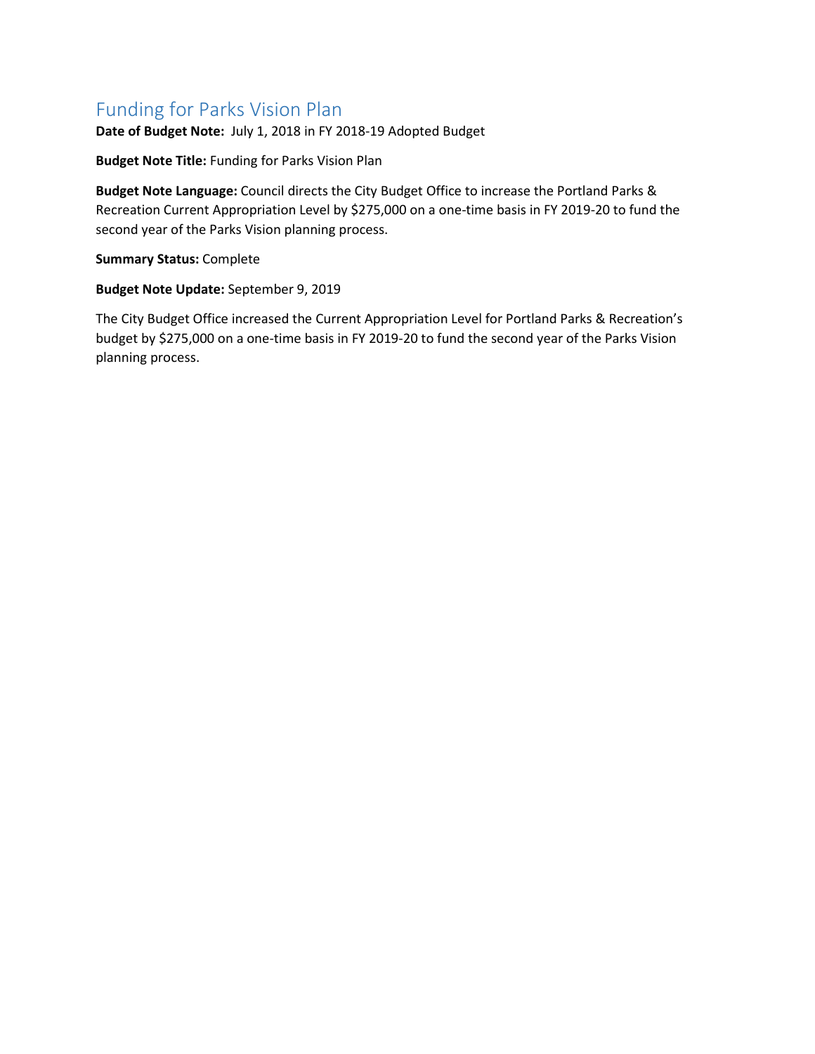## Funding for Parks Vision Plan

**Date of Budget Note:** July 1, 2018 in FY 2018-19 Adopted Budget

**Budget Note Title:** Funding for Parks Vision Plan

**Budget Note Language:** Council directs the City Budget Office to increase the Portland Parks & Recreation Current Appropriation Level by $275,000 on a one-time basis in FY 2019-20 to fund the second year of the Parks Vision planning process.

**Summary Status:** Complete

**Budget Note Update:** September 9, 2019

The City Budget Office increased the Current Appropriation Level for Portland Parks & Recreation's budget by $275,000 on a one-time basis in FY 2019-20 to fund the second year of the Parks Vision planning process.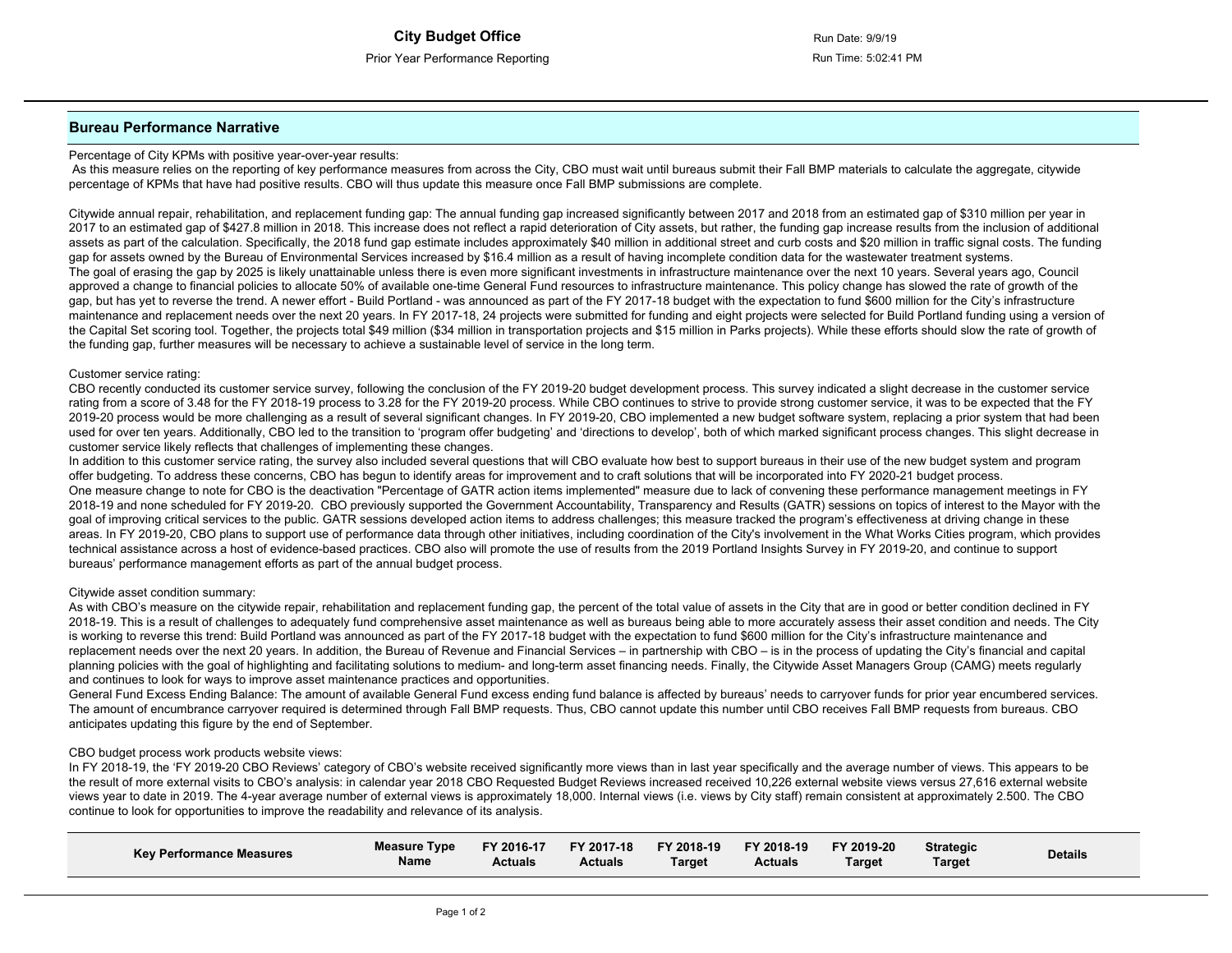## Bureau Performance Narrative

Percentage of City KPMs with positive year-over-year results:
As this measure relies on the reporting of key performance measures from across the City, CBO must wait until bureaus submit their Fall BMP materials to calculate the aggregate, citywide percentage of KPMs that have had positive results. CBO will thus update this measure once Fall BMP submissions are complete.

Citywide annual repair, rehabilitation, and replacement funding gap: The annual funding gap increased significantly between 2017 and 2018 from an estimated gap of $310 million per year in 2017 to an estimated gap of $427.8 million in 2018. This increase does not reflect a rapid deterioration of City assets, but rather, the funding gap increase results from the inclusion of additional assets as part of the calculation. Specifically, the 2018 fund gap estimate includes approximately $40 million in additional street and curb costs and $20 million in traffic signal costs. The funding gap for assets owned by the Bureau of Environmental Services increased by $16.4 million as a result of having incomplete condition data for the wastewater treatment systems.
The goal of erasing the gap by 2025 is likely unattainable unless there is even more significant investments in infrastructure maintenance over the next 10 years. Several years ago, Council approved a change to financial policies to allocate 50% of available one-time General Fund resources to infrastructure maintenance. This policy change has slowed the rate of growth of the gap, but has yet to reverse the trend. A newer effort - Build Portland - was announced as part of the FY 2017-18 budget with the expectation to fund $600 million for the City's infrastructure maintenance and replacement needs over the next 20 years. In FY 2017-18, 24 projects were submitted for funding and eight projects were selected for Build Portland funding using a version of the Capital Set scoring tool. Together, the projects total $49 million ($34 million in transportation projects and $15 million in Parks projects). While these efforts should slow the rate of growth of the funding gap, further measures will be necessary to achieve a sustainable level of service in the long term.

Customer service rating:
CBO recently conducted its customer service survey, following the conclusion of the FY 2019-20 budget development process. This survey indicated a slight decrease in the customer service rating from a score of 3.48 for the FY 2018-19 process to 3.28 for the FY 2019-20 process. While CBO continues to strive to provide strong customer service, it was to be expected that the FY 2019-20 process would be more challenging as a result of several significant changes. In FY 2019-20, CBO implemented a new budget software system, replacing a prior system that had been used for over ten years. Additionally, CBO led to the transition to 'program offer budgeting' and 'directions to develop', both of which marked significant process changes. This slight decrease in customer service likely reflects that challenges of implementing these changes.
In addition to this customer service rating, the survey also included several questions that will CBO evaluate how best to support bureaus in their use of the new budget system and program offer budgeting. To address these concerns, CBO has begun to identify areas for improvement and to craft solutions that will be incorporated into FY 2020-21 budget process.
One measure change to note for CBO is the deactivation "Percentage of GATR action items implemented" measure due to lack of convening these performance management meetings in FY 2018-19 and none scheduled for FY 2019-20. CBO previously supported the Government Accountability, Transparency and Results (GATR) sessions on topics of interest to the Mayor with the goal of improving critical services to the public. GATR sessions developed action items to address challenges; this measure tracked the program's effectiveness at driving change in these areas. In FY 2019-20, CBO plans to support use of performance data through other initiatives, including coordination of the City's involvement in the What Works Cities program, which provides technical assistance across a host of evidence-based practices. CBO also will promote the use of results from the 2019 Portland Insights Survey in FY 2019-20, and continue to support bureaus' performance management efforts as part of the annual budget process.

Citywide asset condition summary:
As with CBO's measure on the citywide repair, rehabilitation and replacement funding gap, the percent of the total value of assets in the City that are in good or better condition declined in FY 2018-19. This is a result of challenges to adequately fund comprehensive asset maintenance as well as bureaus being able to more accurately assess their asset condition and needs. The City is working to reverse this trend: Build Portland was announced as part of the FY 2017-18 budget with the expectation to fund $600 million for the City's infrastructure maintenance and replacement needs over the next 20 years. In addition, the Bureau of Revenue and Financial Services – in partnership with CBO – is in the process of updating the City's financial and capital planning policies with the goal of highlighting and facilitating solutions to medium- and long-term asset financing needs. Finally, the Citywide Asset Managers Group (CAMG) meets regularly and continues to look for ways to improve asset maintenance practices and opportunities.
General Fund Excess Ending Balance: The amount of available General Fund excess ending fund balance is affected by bureaus' needs to carryover funds for prior year encumbered services. The amount of encumbrance carryover required is determined through Fall BMP requests. Thus, CBO cannot update this number until CBO receives Fall BMP requests from bureaus. CBO anticipates updating this figure by the end of September.

CBO budget process work products website views:
In FY 2018-19, the 'FY 2019-20 CBO Reviews' category of CBO's website received significantly more views than in last year specifically and the average number of views. This appears to be the result of more external visits to CBO's analysis: in calendar year 2018 CBO Requested Budget Reviews increased received 10,226 external website views versus 27,616 external website views year to date in 2019. The 4-year average number of external views is approximately 18,000. Internal views (i.e. views by City staff) remain consistent at approximately 2.500. The CBO continue to look for opportunities to improve the readability and relevance of its analysis.

| Key Performance Measures | Measure Type Name | FY 2016-17 Actuals | FY 2017-18 Actuals | FY 2018-19 Target | FY 2018-19 Actuals | FY 2019-20 Target | Strategic Target | Details |
|---|---|---|---|---|---|---|---|---|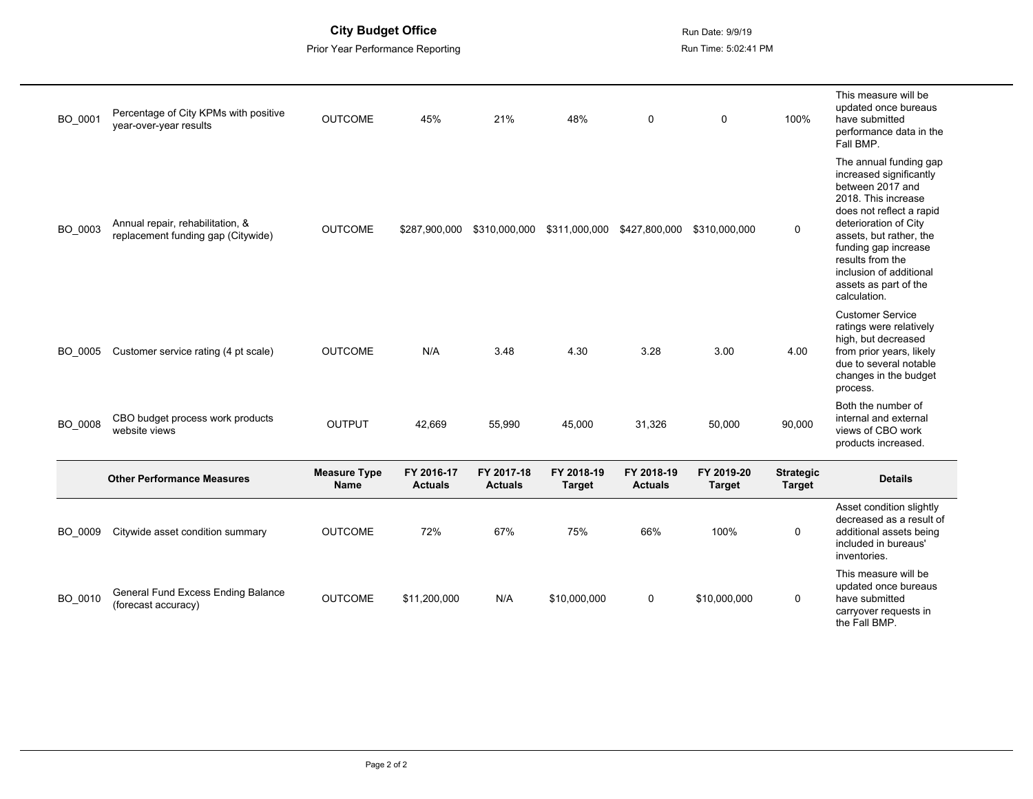# City Budget Office

Prior Year Performance Reporting

Run Date: 9/9/19

Run Time: 5:02:41 PM

| | | Measure Type Name | FY 2016-17 Actuals | FY 2017-18 Actuals | FY 2018-19 Target | FY 2018-19 Actuals | FY 2019-20 Target | Strategic Target | Details |
|---|---|---|---|---|---|---|---|---|---|
| BO_0001 | Percentage of City KPMs with positive year-over-year results | OUTCOME | 45% | 21% | 48% | 0 | 0 | 100% | This measure will be updated once bureaus have submitted performance data in the Fall BMP. |
| BO_0003 | Annual repair, rehabilitation, & replacement funding gap (Citywide) | OUTCOME | $287,900,000 | $310,000,000 | $311,000,000 | $427,800,000 | $310,000,000 | 0 | The annual funding gap increased significantly between 2017 and 2018. This increase does not reflect a rapid deterioration of City assets, but rather, the funding gap increase results from the inclusion of additional assets as part of the calculation. |
| BO_0005 | Customer service rating (4 pt scale) | OUTCOME | N/A | 3.48 | 4.30 | 3.28 | 3.00 | 4.00 | Customer Service ratings were relatively high, but decreased from prior years, likely due to several notable changes in the budget process. |
| BO_0008 | CBO budget process work products website views | OUTPUT | 42,669 | 55,990 | 45,000 | 31,326 | 50,000 | 90,000 | Both the number of internal and external views of CBO work products increased. |

| Other Performance Measures | | Measure Type Name | FY 2016-17 Actuals | FY 2017-18 Actuals | FY 2018-19 Target | FY 2018-19 Actuals | FY 2019-20 Target | Strategic Target | Details |
|---|---|---|---|---|---|---|---|---|---|
| BO_0009 | Citywide asset condition summary | OUTCOME | 72% | 67% | 75% | 66% | 100% | 0 | Asset condition slightly decreased as a result of additional assets being included in bureaus' inventories. |
| BO_0010 | General Fund Excess Ending Balance (forecast accuracy) | OUTCOME | $11,200,000 | N/A | $10,000,000 | 0 | $10,000,000 | 0 | This measure will be updated once bureaus have submitted carryover requests in the Fall BMP. |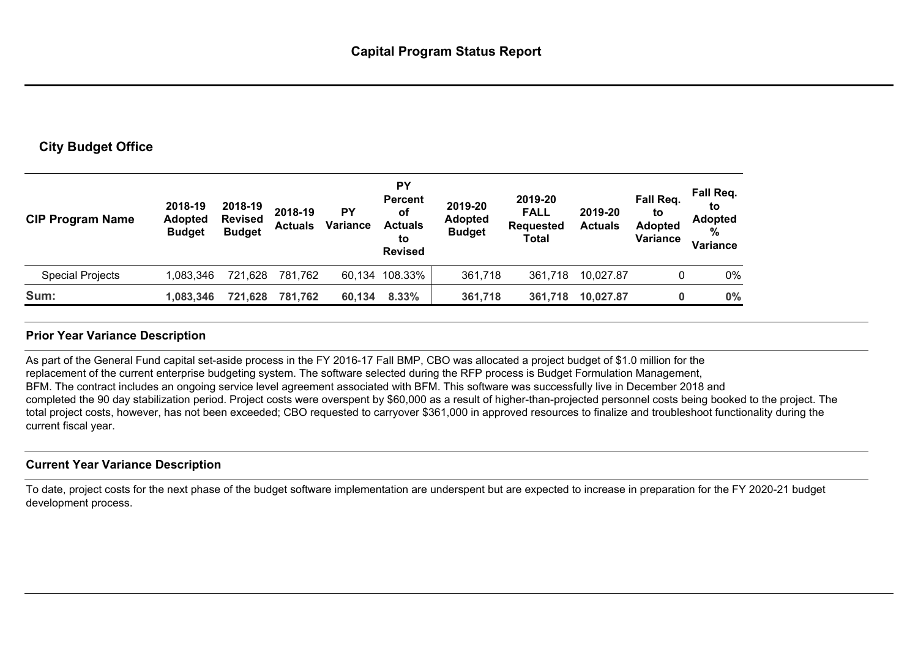# Capital Program Status Report

## City Budget Office

| CIP Program Name | 2018-19 Adopted Budget | 2018-19 Revised Budget | 2018-19 Actuals | PY Variance | PY Percent of Actuals to Revised | 2019-20 Adopted Budget | 2019-20 FALL Requested Total | 2019-20 Actuals | Fall Req. to Adopted Variance | Fall Req. to Adopted % Variance |
|---|---|---|---|---|---|---|---|---|---|---|
| Special Projects | 1,083,346 | 721,628 | 781,762 | 60,134 | 108.33% | 361,718 | 361,718 | 10,027.87 | 0 | 0% |
| **Sum:** | **1,083,346** | **721,628** | **781,762** | **60,134** | **8.33%** | **361,718** | **361,718** | **10,027.87** | **0** | **0%** |

### Prior Year Variance Description

As part of the General Fund capital set-aside process in the FY 2016-17 Fall BMP, CBO was allocated a project budget of $1.0 million for the replacement of the current enterprise budgeting system. The software selected during the RFP process is Budget Formulation Management, BFM. The contract includes an ongoing service level agreement associated with BFM. This software was successfully live in December 2018 and completed the 90 day stabilization period. Project costs were overspent by $60,000 as a result of higher-than-projected personnel costs being booked to the project. The total project costs, however, has not been exceeded; CBO requested to carryover $361,000 in approved resources to finalize and troubleshoot functionality during the current fiscal year.

### Current Year Variance Description

To date, project costs for the next phase of the budget software implementation are underspent but are expected to increase in preparation for the FY 2020-21 budget development process.